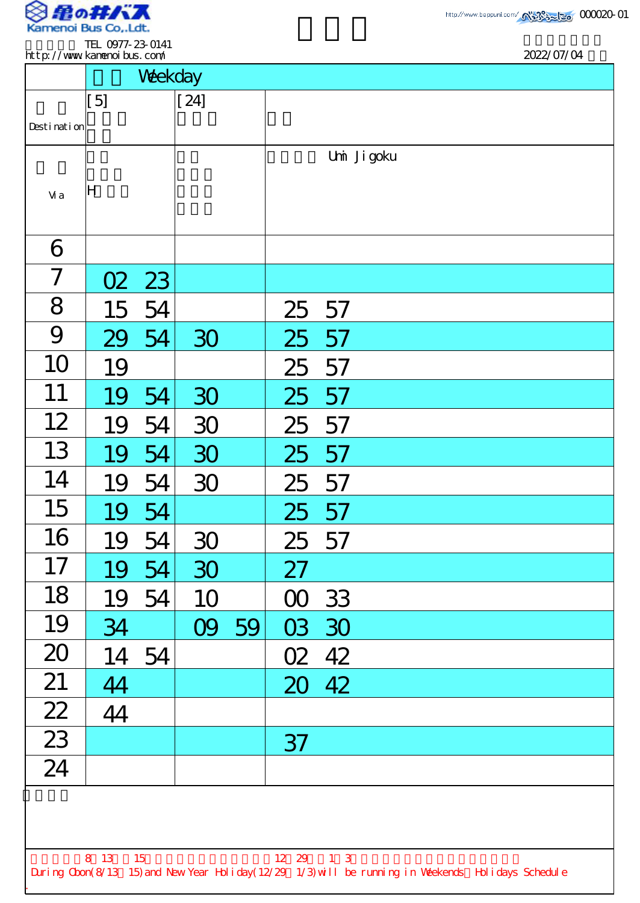Kamenoi Bus Co.,Ldt.

TEL 0977-23-0141
http://www.kamenoibus.com/

http://www.beppuni.com/ 000020-01

2022/07/04

| | Weekday | | |
|---|---|---|---|
| Destination | [5] | [24] | |
| Via | H | | Umi Jigoku |
| 6 | | | |
| 7 | 02 23 | | |
| 8 | 15 54 | | 25 57 |
| 9 | 29 54 | 30 | 25 57 |
| 10 | 19 | | 25 57 |
| 11 | 19 54 | 30 | 25 57 |
| 12 | 19 54 | 30 | 25 57 |
| 13 | 19 54 | 30 | 25 57 |
| 14 | 19 54 | 30 | 25 57 |
| 15 | 19 54 | | 25 57 |
| 16 | 19 54 | 30 | 25 57 |
| 17 | 19 54 | 30 | 27 |
| 18 | 19 54 | 10 | 00 33 |
| 19 | 34 | 09 59 | 03 30 |
| 20 | 14 54 | | 02 42 |
| 21 | 44 | | 20 42 |
| 22 | 44 | | |
| 23 | | | 37 |
| 24 | | | |

8 13 15 12 29 1 3

During Obon(8/13 15) and New Year Holiday(12/29 1/3) will be running in Weekends Holidays Schedule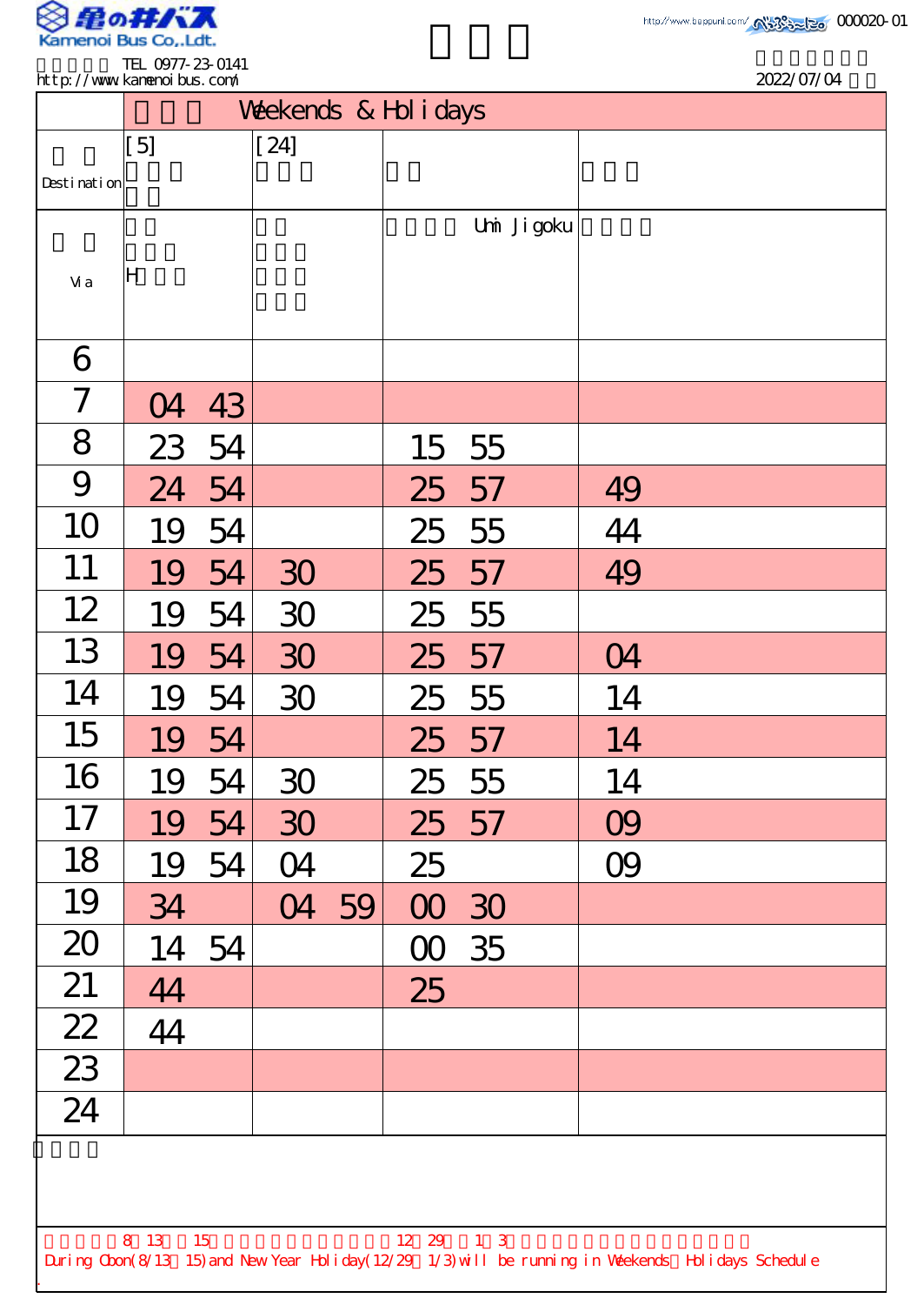Kamenoi Bus Co.,Ltd.

TEL 0977-23-0141
http://www.kamenoibus.com/

000020-01

2022/07/04

| | Weekends & Holidays | | | |
|---|---|---|---|---|
| Destination | [5] | [24] | | |
| Via | H | | Umi Jigoku | |
| 6 | | | | |
| 7 | 04 43 | | | |
| 8 | 23 54 | | 15 55 | |
| 9 | 24 54 | | 25 57 | 49 |
| 10 | 19 54 | | 25 55 | 44 |
| 11 | 19 54 | 30 | 25 57 | 49 |
| 12 | 19 54 | 30 | 25 55 | |
| 13 | 19 54 | 30 | 25 57 | 04 |
| 14 | 19 54 | 30 | 25 55 | 14 |
| 15 | 19 54 | | 25 57 | 14 |
| 16 | 19 54 | 30 | 25 55 | 14 |
| 17 | 19 54 | 30 | 25 57 | 09 |
| 18 | 19 54 | 04 | 25 | 09 |
| 19 | 34 | 04 59 | 00 30 | |
| 20 | 14 54 | | 00 35 | |
| 21 | 44 | | 25 | |
| 22 | 44 | | | |
| 23 | | | | |
| 24 | | | | |

8 13 15 12 29 1 3

During Obon(8/13 15) and New Year Holiday(12/29 1/3) will be running in Weekends Holidays Schedule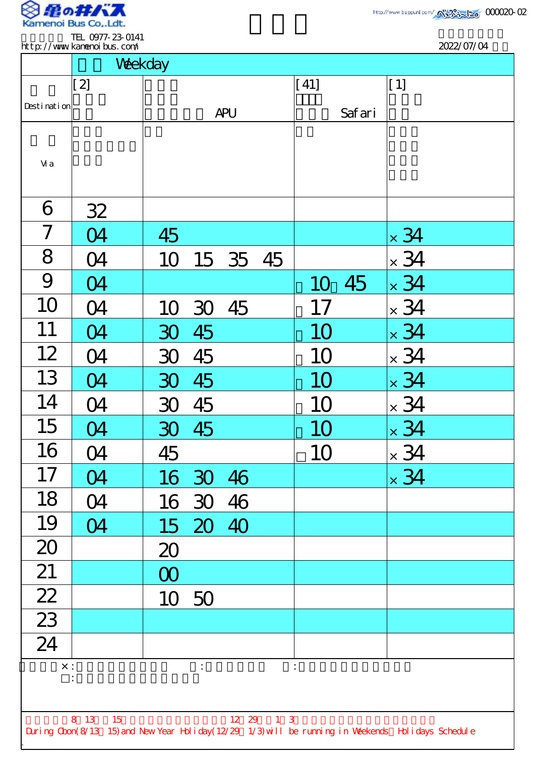**亀の井バス** Kamenoi Bus Co.,Ldt.

TEL 0977-23-0141
http://www.kamenoibus.com/

http://www.beppunl.com/ 000020-02

2022/07/04

| | Weekday | | | |
|---|---|---|---|---|
| Destination | [2] | APU | [41] Safari | [1] |
| Via | | | | |
| 6 | 32 | | | |
| 7 | 04 | 45 | | ×34 |
| 8 | 04 | 10 15 35 45 | | ×34 |
| 9 | 04 | | 10 45 | ×34 |
| 10 | 04 | 10 30 45 | 17 | ×34 |
| 11 | 04 | 30 45 | 10 | ×34 |
| 12 | 04 | 30 45 | 10 | ×34 |
| 13 | 04 | 30 45 | 10 | ×34 |
| 14 | 04 | 30 45 | 10 | ×34 |
| 15 | 04 | 30 45 | 10 | ×34 |
| 16 | 04 | 45 | □10 | ×34 |
| 17 | 04 | 16 30 46 | | ×34 |
| 18 | 04 | 16 30 46 | | |
| 19 | 04 | 15 20 40 | | |
| 20 | | 20 | | |
| 21 | | 00 | | |
| 22 | | 10 50 | | |
| 23 | | | | |
| 24 | | | | |

×:
□:

8 13 15 12 29 1 3

During Obon(8/13～15) and New Year Holiday(12/29～1/3) will be running in Weekends・Holidays Schedule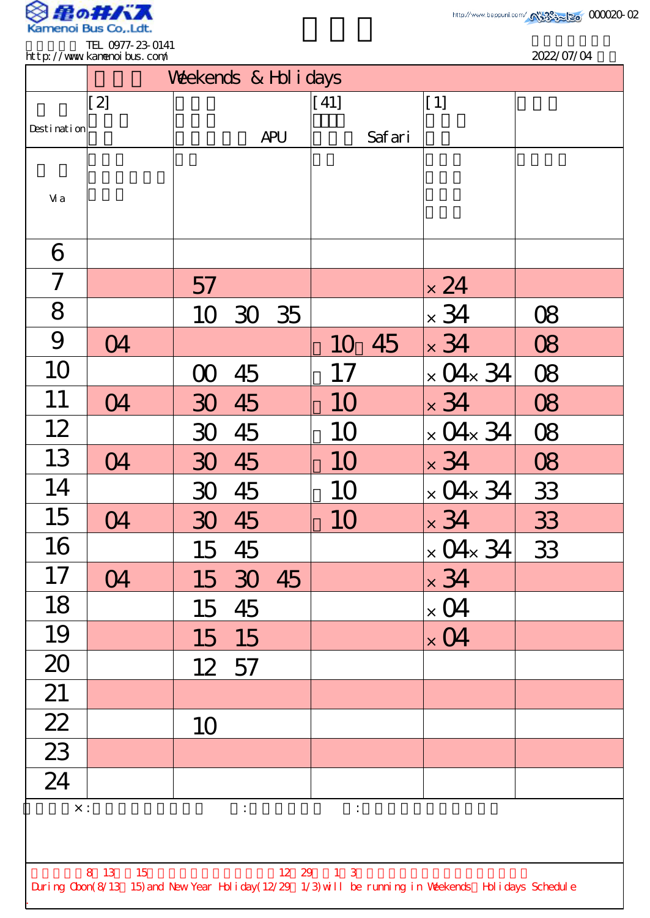Kamenoi Bus Co,.Ldt.

TEL 0977-23-0141
http://www.kamenoibus.com/

http://www.beppunl.com/ 000020-02

2022/07/04

| | Weekends & Holidays | | | | |
|---|---|---|---|---|---|
| Destination | [2] | APU | [41] Safari | [1] | |
| Via | | | | | |
| 6 | | | | | |
| 7 | | 57 | | ×24 | |
| 8 | | 10 30 35 | | ×34 | 08 |
| 9 | 04 | | 10 45 | ×34 | 08 |
| 10 | | 00 45 | 17 | ×04 ×34 | 08 |
| 11 | 04 | 30 45 | 10 | ×34 | 08 |
| 12 | | 30 45 | 10 | ×04 ×34 | 08 |
| 13 | 04 | 30 45 | 10 | ×34 | 08 |
| 14 | | 30 45 | 10 | ×04 ×34 | 33 |
| 15 | 04 | 30 45 | 10 | ×34 | 33 |
| 16 | | 15 45 | | ×04 ×34 | 33 |
| 17 | 04 | 15 30 45 | | ×34 | |
| 18 | | 15 45 | | ×04 | |
| 19 | | 15 15 | | ×04 | |
| 20 | | 12 57 | | | |
| 21 | | | | | |
| 22 | | 10 | | | |
| 23 | | | | | |
| 24 | | | | | |

×:

8 13 15 12 29 1 3

During Obon(8/13 15) and New Year Holiday(12/29 1/3) will be running in Weekends Holidays Schedule